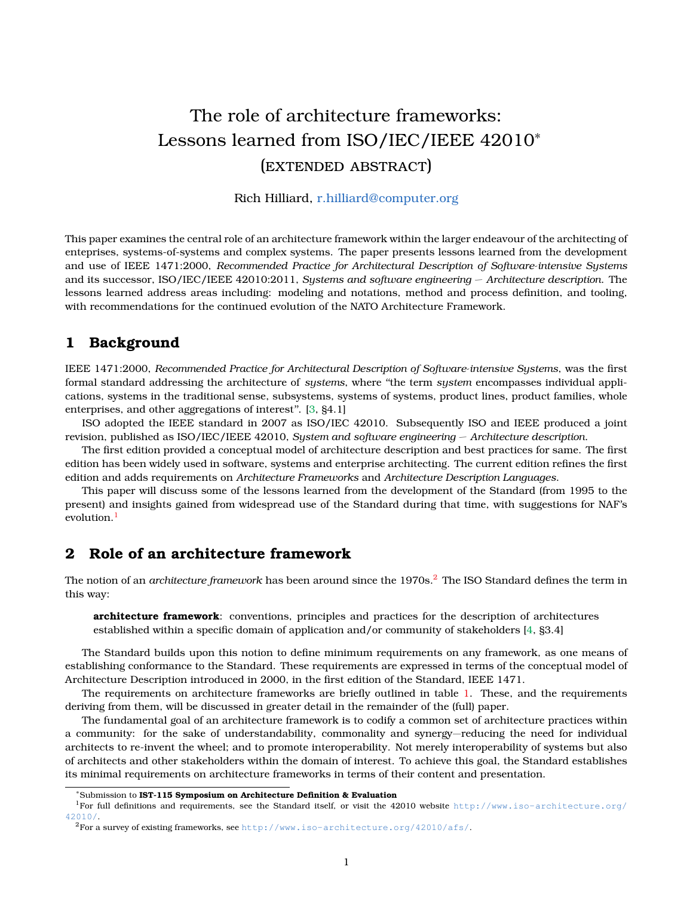# The role of architecture frameworks: Lessons learned from ISO/IEC/IEEE 42010* (EXTENDED ABSTRACT)

Rich Hilliard, r.hilliard@computer.org

This paper examines the central role of an architecture framework within the larger endeavour of the architecting of enteprises, systems-of-systems and complex systems. The paper presents lessons learned from the development and use of IEEE 1471:2000, *Recommended Practice for Architectural Description of Software-intensive Systems* and its successor, ISO/IEC/IEEE 42010:2011, *Systems and software engineering — Architecture description*. The lessons learned address areas including: modeling and notations, method and process definition, and tooling, with recommendations for the continued evolution of the NATO Architecture Framework.

## 1 Background

IEEE 1471:2000, *Recommended Practice for Architectural Description of Software-intensive Systems*, was the first formal standard addressing the architecture of *systems*, where "the term *system* encompasses individual applications, systems in the traditional sense, subsystems, systems of systems, product lines, product families, whole enterprises, and other aggregations of interest". [3, §4.1]

ISO adopted the IEEE standard in 2007 as ISO/IEC 42010. Subsequently ISO and IEEE produced a joint revision, published as ISO/IEC/IEEE 42010, *System and software engineering — Architecture description*.

The first edition provided a conceptual model of architecture description and best practices for same. The first edition has been widely used in software, systems and enterprise architecting. The current edition refines the first edition and adds requirements on *Architecture Frameworks* and *Architecture Description Languages*.

This paper will discuss some of the lessons learned from the development of the Standard (from 1995 to the present) and insights gained from widespread use of the Standard during that time, with suggestions for NAF's evolution.[1]

## 2 Role of an architecture framework

The notion of an *architecture framework* has been around since the 1970s.[2] The ISO Standard defines the term in this way:

> **architecture framework**: conventions, principles and practices for the description of architectures established within a specific domain of application and/or community of stakeholders [4, §3.4]

The Standard builds upon this notion to define minimum requirements on any framework, as one means of establishing conformance to the Standard. These requirements are expressed in terms of the conceptual model of Architecture Description introduced in 2000, in the first edition of the Standard, IEEE 1471.

The requirements on architecture frameworks are briefly outlined in table 1. These, and the requirements deriving from them, will be discussed in greater detail in the remainder of the (full) paper.

The fundamental goal of an architecture framework is to codify a common set of architecture practices within a community: for the sake of understandability, commonality and synergy—reducing the need for individual architects to re-invent the wheel; and to promote interoperability. Not merely interoperability of systems but also of architects and other stakeholders within the domain of interest. To achieve this goal, the Standard establishes its minimal requirements on architecture frameworks in terms of their content and presentation.

---

*Submission to **IST-115 Symposium on Architecture Definition & Evaluation**

[1] For full definitions and requirements, see the Standard itself, or visit the 42010 website http://www.iso-architecture.org/42010/.

[2] For a survey of existing frameworks, see http://www.iso-architecture.org/42010/afs/.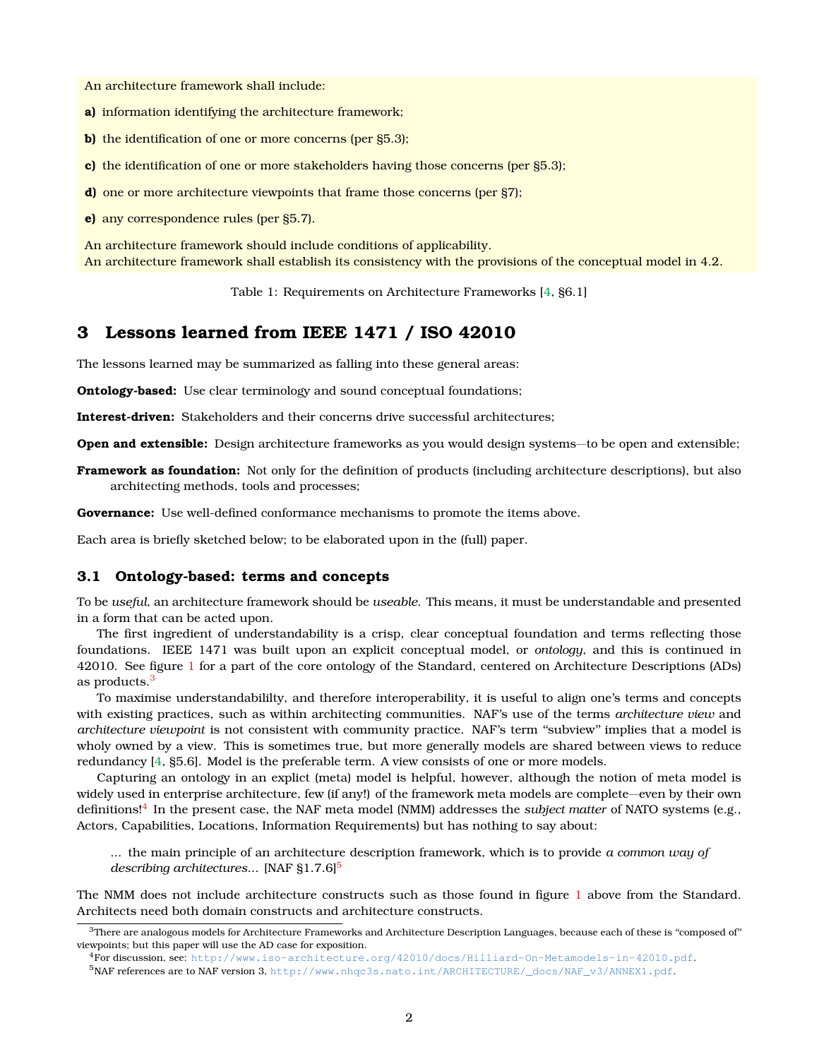An architecture framework shall include:

**a)** information identifying the architecture framework;

**b)** the identification of one or more concerns (per §5.3);

**c)** the identification of one or more stakeholders having those concerns (per §5.3);

**d)** one or more architecture viewpoints that frame those concerns (per §7);

**e)** any correspondence rules (per §5.7).

An architecture framework should include conditions of applicability.
An architecture framework shall establish its consistency with the provisions of the conceptual model in 4.2.

Table 1: Requirements on Architecture Frameworks [4, §6.1]

## 3 Lessons learned from IEEE 1471 / ISO 42010

The lessons learned may be summarized as falling into these general areas:

**Ontology-based:** Use clear terminology and sound conceptual foundations;

**Interest-driven:** Stakeholders and their concerns drive successful architectures;

**Open and extensible:** Design architecture frameworks as you would design systems—to be open and extensible;

**Framework as foundation:** Not only for the definition of products (including architecture descriptions), but also architecting methods, tools and processes;

**Governance:** Use well-defined conformance mechanisms to promote the items above.

Each area is briefly sketched below; to be elaborated upon in the (full) paper.

### 3.1 Ontology-based: terms and concepts

To be *useful*, an architecture framework should be *useable*. This means, it must be understandable and presented in a form that can be acted upon.

The first ingredient of understandability is a crisp, clear conceptual foundation and terms reflecting those foundations. IEEE 1471 was built upon an explicit conceptual model, or *ontology*, and this is continued in 42010. See figure 1 for a part of the core ontology of the Standard, centered on Architecture Descriptions (ADs) as products.[3]

To maximise understandabililty, and therefore interoperability, it is useful to align one's terms and concepts with existing practices, such as within architecting communities. NAF's use of the terms *architecture view* and *architecture viewpoint* is not consistent with community practice. NAF's term "subview" implies that a model is wholy owned by a view. This is sometimes true, but more generally models are shared between views to reduce redundancy [4, §5.6]. Model is the preferable term. A view consists of one or more models.

Capturing an ontology in an explict (meta) model is helpful, however, although the notion of meta model is widely used in enterprise architecture, few (if any!) of the framework meta models are complete—even by their own definitions![4] In the present case, the NAF meta model (NMM) addresses the *subject matter* of NATO systems (e.g., Actors, Capabilities, Locations, Information Requirements) but has nothing to say about:

> ... the main principle of an architecture description framework, which is to provide *a common way of describing architectures*... [NAF §1.7.6][5]

The NMM does not include architecture constructs such as those found in figure 1 above from the Standard. Architects need both domain constructs and architecture constructs.

---

[3] There are analogous models for Architecture Frameworks and Architecture Description Languages, because each of these is "composed of" viewpoints; but this paper will use the AD case for exposition.

[4] For discussion, see: http://www.iso-architecture.org/42010/docs/Hilliard-On-Metamodels-in-42010.pdf.

[5] NAF references are to NAF version 3, http://www.nhqc3s.nato.int/ARCHITECTURE/_docs/NAF_v3/ANNEX1.pdf.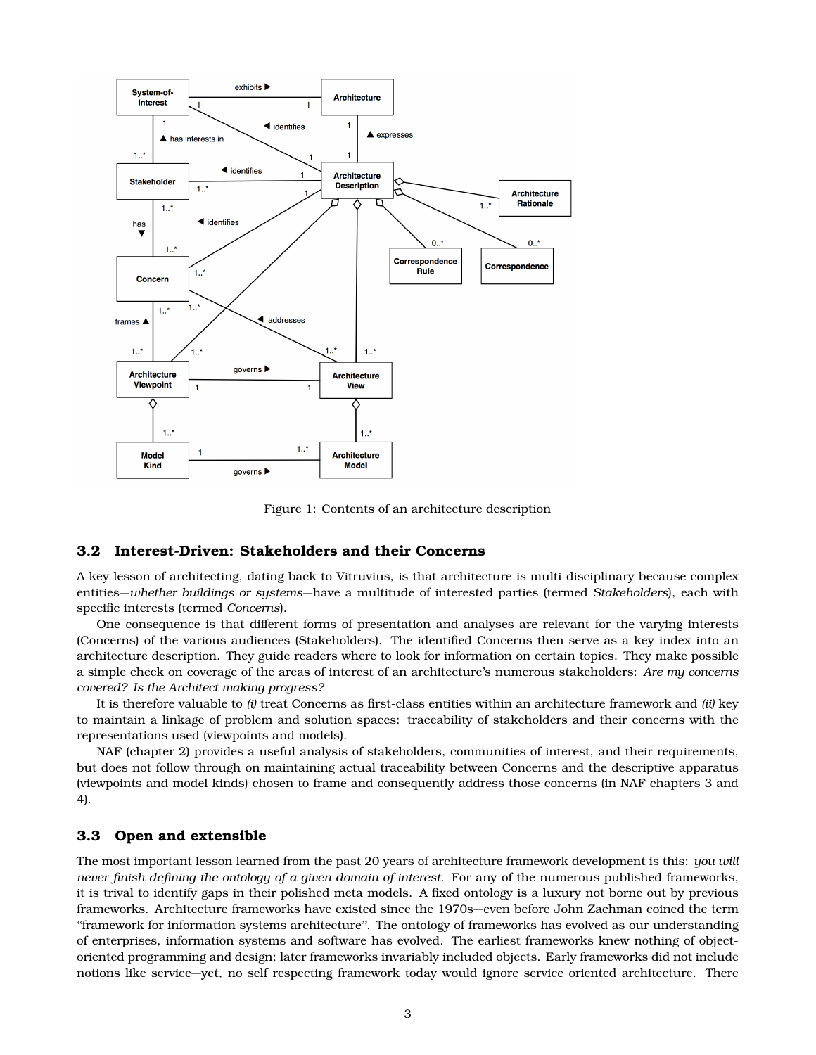Figure 1: Contents of an architecture description

### 3.2 Interest-Driven: Stakeholders and their Concerns

A key lesson of architecting, dating back to Vitruvius, is that architecture is multi-disciplinary because complex entities—*whether buildings or systems*—have a multitude of interested parties (termed *Stakeholders*), each with specific interests (termed *Concerns*).

One consequence is that different forms of presentation and analyses are relevant for the varying interests (Concerns) of the various audiences (Stakeholders). The identified Concerns then serve as a key index into an architecture description. They guide readers where to look for information on certain topics. They make possible a simple check on coverage of the areas of interest of an architecture's numerous stakeholders: *Are my concerns covered? Is the Architect making progress?*

It is therefore valuable to *(i)* treat Concerns as first-class entities within an architecture framework and *(ii)* key to maintain a linkage of problem and solution spaces: traceability of stakeholders and their concerns with the representations used (viewpoints and models).

NAF (chapter 2) provides a useful analysis of stakeholders, communities of interest, and their requirements, but does not follow through on maintaining actual traceability between Concerns and the descriptive apparatus (viewpoints and model kinds) chosen to frame and consequently address those concerns (in NAF chapters 3 and 4).

### 3.3 Open and extensible

The most important lesson learned from the past 20 years of architecture framework development is this: *you will never finish defining the ontology of a given domain of interest.* For any of the numerous published frameworks, it is trival to identify gaps in their polished meta models. A fixed ontology is a luxury not borne out by previous frameworks. Architecture frameworks have existed since the 1970s—even before John Zachman coined the term "framework for information systems architecture". The ontology of frameworks has evolved as our understanding of enterprises, information systems and software has evolved. The earliest frameworks knew nothing of object-oriented programming and design; later frameworks invariably included objects. Early frameworks did not include notions like service—yet, no self respecting framework today would ignore service oriented architecture. There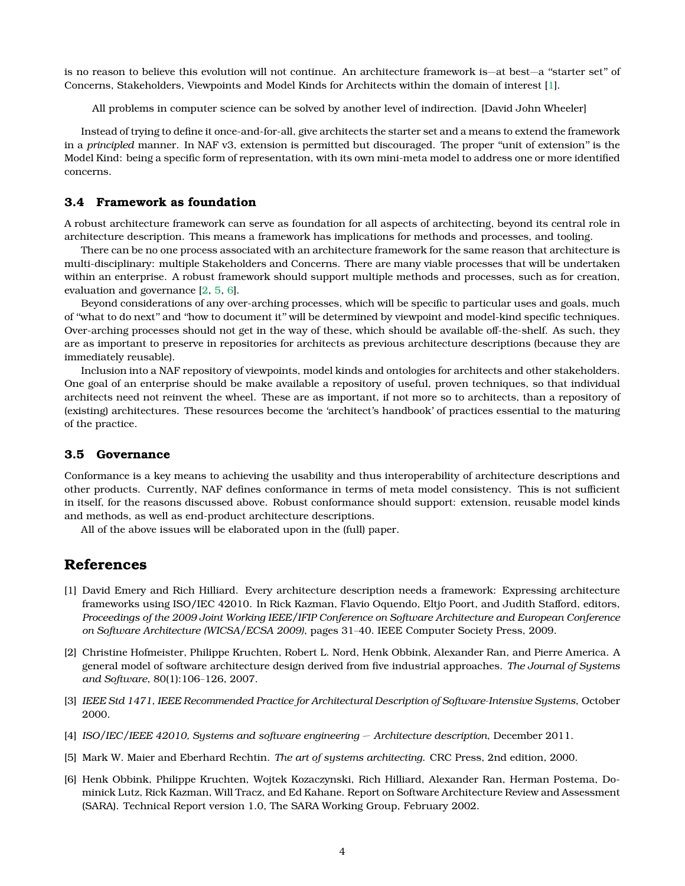is no reason to believe this evolution will not continue. An architecture framework is—at best—a "starter set" of Concerns, Stakeholders, Viewpoints and Model Kinds for Architects within the domain of interest [1].

> All problems in computer science can be solved by another level of indirection. [David John Wheeler]

Instead of trying to define it once-and-for-all, give architects the starter set and a means to extend the framework in a *principled* manner. In NAF v3, extension is permitted but discouraged. The proper "unit of extension" is the Model Kind: being a specific form of representation, with its own mini-meta model to address one or more identified concerns.

### 3.4 Framework as foundation

A robust architecture framework can serve as foundation for all aspects of architecting, beyond its central role in architecture description. This means a framework has implications for methods and processes, and tooling.

There can be no one process associated with an architecture framework for the same reason that architecture is multi-disciplinary: multiple Stakeholders and Concerns. There are many viable processes that will be undertaken within an enterprise. A robust framework should support multiple methods and processes, such as for creation, evaluation and governance [2, 5, 6].

Beyond considerations of any over-arching processes, which will be specific to particular uses and goals, much of "what to do next" and "how to document it" will be determined by viewpoint and model-kind specific techniques. Over-arching processes should not get in the way of these, which should be available off-the-shelf. As such, they are as important to preserve in repositories for architects as previous architecture descriptions (because they are immediately reusable).

Inclusion into a NAF repository of viewpoints, model kinds and ontologies for architects and other stakeholders. One goal of an enterprise should be make available a repository of useful, proven techniques, so that individual architects need not reinvent the wheel. These are as important, if not more so to architects, than a repository of (existing) architectures. These resources become the 'architect's handbook' of practices essential to the maturing of the practice.

### 3.5 Governance

Conformance is a key means to achieving the usability and thus interoperability of architecture descriptions and other products. Currently, NAF defines conformance in terms of meta model consistency. This is not sufficient in itself, for the reasons discussed above. Robust conformance should support: extension, reusable model kinds and methods, as well as end-product architecture descriptions.

All of the above issues will be elaborated upon in the (full) paper.

## References

[1] David Emery and Rich Hilliard. Every architecture description needs a framework: Expressing architecture frameworks using ISO/IEC 42010. In Rick Kazman, Flavio Oquendo, Eltjo Poort, and Judith Stafford, editors, *Proceedings of the 2009 Joint Working IEEE/IFIP Conference on Software Architecture and European Conference on Software Architecture (WICSA/ECSA 2009)*, pages 31–40. IEEE Computer Society Press, 2009.

[2] Christine Hofmeister, Philippe Kruchten, Robert L. Nord, Henk Obbink, Alexander Ran, and Pierre America. A general model of software architecture design derived from five industrial approaches. *The Journal of Systems and Software*, 80(1):106–126, 2007.

[3] *IEEE Std 1471, IEEE Recommended Practice for Architectural Description of Software-Intensive Systems*, October 2000.

[4] *ISO/IEC/IEEE 42010, Systems and software engineering — Architecture description*, December 2011.

[5] Mark W. Maier and Eberhard Rechtin. *The art of systems architecting.* CRC Press, 2nd edition, 2000.

[6] Henk Obbink, Philippe Kruchten, Wojtek Kozaczynski, Rich Hilliard, Alexander Ran, Herman Postema, Dominick Lutz, Rick Kazman, Will Tracz, and Ed Kahane. Report on Software Architecture Review and Assessment (SARA). Technical Report version 1.0, The SARA Working Group, February 2002.